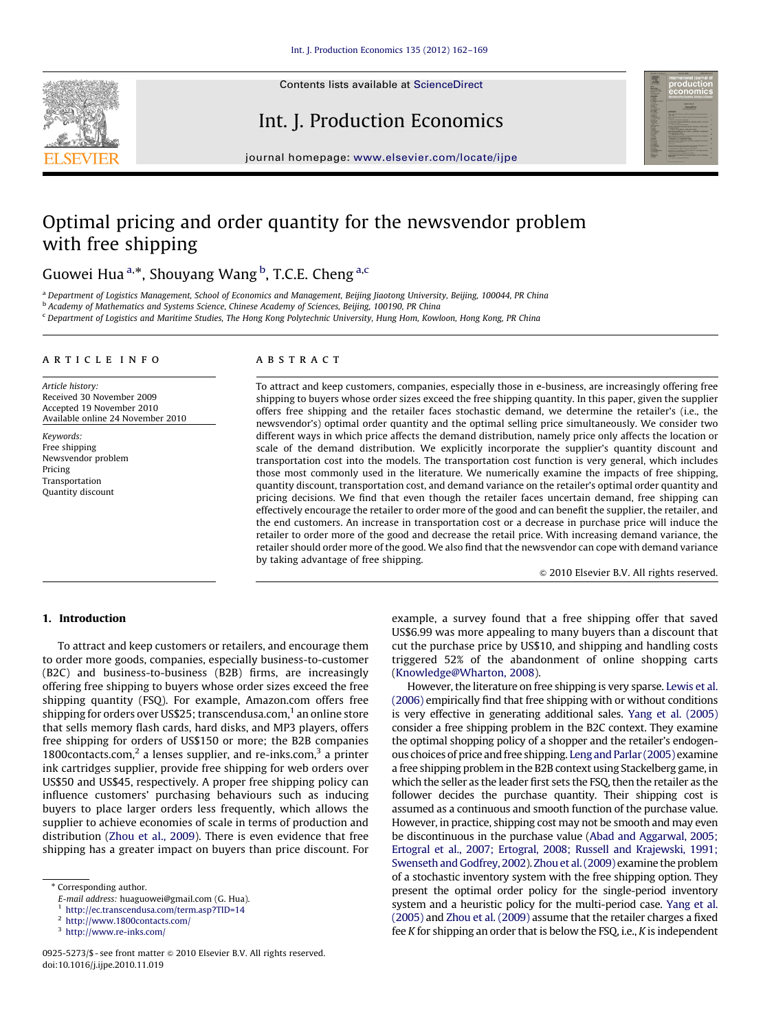# Optimal pricing and order quantity for the newsvendor problem with free shipping

Guowei Hua [a,*], Shouyang Wang [b], T.C.E. Cheng [a,c]

[a] Department of Logistics Management, School of Economics and Management, Beijing Jiaotong University, Beijing, 100044, PR China
[b] Academy of Mathematics and Systems Science, Chinese Academy of Sciences, Beijing, 100190, PR China
[c] Department of Logistics and Maritime Studies, The Hong Kong Polytechnic University, Hung Hom, Kowloon, Hong Kong, PR China

## ARTICLE INFO

*Article history:*
Received 30 November 2009
Accepted 19 November 2010
Available online 24 November 2010

*Keywords:*
Free shipping
Newsvendor problem
Pricing
Transportation
Quantity discount

## ABSTRACT

To attract and keep customers, companies, especially those in e-business, are increasingly offering free shipping to buyers whose order sizes exceed the free shipping quantity. In this paper, given the supplier offers free shipping and the retailer faces stochastic demand, we determine the retailer's (i.e., the newsvendor's) optimal order quantity and the optimal selling price simultaneously. We consider two different ways in which price affects the demand distribution, namely price only affects the location or scale of the demand distribution. We explicitly incorporate the supplier's quantity discount and transportation cost into the models. The transportation cost function is very general, which includes those most commonly used in the literature. We numerically examine the impacts of free shipping, quantity discount, transportation cost, and demand variance on the retailer's optimal order quantity and pricing decisions. We find that even though the retailer faces uncertain demand, free shipping can effectively encourage the retailer to order more of the good and can benefit the supplier, the retailer, and the end customers. An increase in transportation cost or a decrease in purchase price will induce the retailer to order more of the good and decrease the retail price. With increasing demand variance, the retailer should order more of the good. We also find that the newsvendor can cope with demand variance by taking advantage of free shipping.

© 2010 Elsevier B.V. All rights reserved.

## 1. Introduction

To attract and keep customers or retailers, and encourage them to order more goods, companies, especially business-to-customer (B2C) and business-to-business (B2B) firms, are increasingly offering free shipping to buyers whose order sizes exceed the free shipping quantity (FSQ). For example, Amazon.com offers free shipping for orders over US$25; transcendusa.com,[1] an online store that sells memory flash cards, hard disks, and MP3 players, offers free shipping for orders of US$150 or more; the B2B companies 1800contacts.com,[2] a lenses supplier, and re-inks.com,[3] a printer ink cartridges supplier, provide free shipping for web orders over US$50 and US$45, respectively. A proper free shipping policy can influence customers' purchasing behaviours such as inducing buyers to place larger orders less frequently, which allows the supplier to achieve economies of scale in terms of production and distribution (Zhou et al., 2009). There is even evidence that free shipping has a greater impact on buyers than price discount. For example, a survey found that a free shipping offer that saved US$6.99 was more appealing to many buyers than a discount that cut the purchase price by US$10, and shipping and handling costs triggered 52% of the abandonment of online shopping carts (Knowledge@Wharton, 2008).

However, the literature on free shipping is very sparse. Lewis et al. (2006) empirically find that free shipping with or without conditions is very effective in generating additional sales. Yang et al. (2005) consider a free shipping problem in the B2C context. They examine the optimal shopping policy of a shopper and the retailer's endogenous choices of price and free shipping. Leng and Parlar (2005) examine a free shipping problem in the B2B context using Stackelberg game, in which the seller as the leader first sets the FSQ, then the retailer as the follower decides the purchase quantity. Their shipping cost is assumed as a continuous and smooth function of the purchase value. However, in practice, shipping cost may not be smooth and may even be discontinuous in the purchase value (Abad and Aggarwal, 2005; Ertogral et al., 2007; Ertogral, 2008; Russell and Krajewski, 1991; Swenseth and Godfrey, 2002). Zhou et al. (2009) examine the problem of a stochastic inventory system with the free shipping option. They present the optimal order policy for the single-period inventory system and a heuristic policy for the multi-period case. Yang et al. (2005) and Zhou et al. (2009) assume that the retailer charges a fixed fee $K$ for shipping an order that is below the FSQ, i.e., $K$ is independent

* Corresponding author.
E-mail address: huaguowei@gmail.com (G. Hua).
[1] http://ec.transcendusa.com/term.asp?TID=14
[2] http://www.1800contacts.com/
[3] http://www.re-inks.com/

0925-5273/$ - see front matter © 2010 Elsevier B.V. All rights reserved.
doi:10.1016/j.ijpe.2010.11.019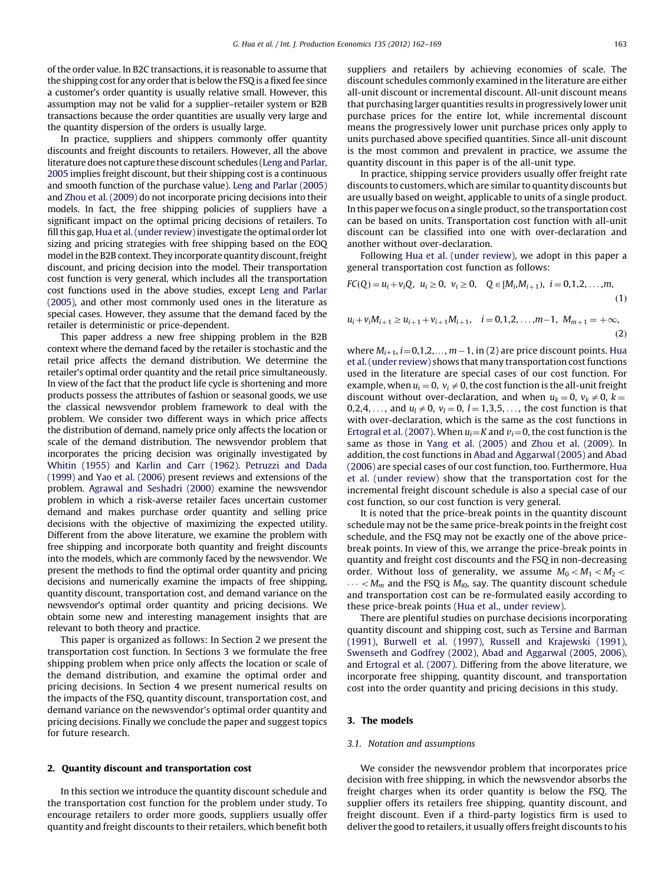of the order value. In B2C transactions, it is reasonable to assume that the shipping cost for any order that is below the FSQ is a fixed fee since a customer's order quantity is usually relative small. However, this assumption may not be valid for a supplier–retailer system or B2B transactions because the order quantities are usually very large and the quantity dispersion of the orders is usually large.

In practice, suppliers and shippers commonly offer quantity discounts and freight discounts to retailers. However, all the above literature does not capture these discount schedules (Leng and Parlar, 2005 implies freight discount, but their shipping cost is a continuous and smooth function of the purchase value). Leng and Parlar (2005) and Zhou et al. (2009) do not incorporate pricing decisions into their models. In fact, the free shipping policies of suppliers have a significant impact on the optimal pricing decisions of retailers. To fill this gap, Hua et al. (under review) investigate the optimal order lot sizing and pricing strategies with free shipping based on the EOQ model in the B2B context. They incorporate quantity discount, freight discount, and pricing decision into the model. Their transportation cost function is very general, which includes all the transportation cost functions used in the above studies, except Leng and Parlar (2005), and other most commonly used ones in the literature as special cases. However, they assume that the demand faced by the retailer is deterministic or price-dependent.

This paper address a new free shipping problem in the B2B context where the demand faced by the retailer is stochastic and the retail price affects the demand distribution. We determine the retailer's optimal order quantity and the retail price simultaneously. In view of the fact that the product life cycle is shortening and more products possess the attributes of fashion or seasonal goods, we use the classical newsvendor problem framework to deal with the problem. We consider two different ways in which price affects the distribution of demand, namely price only affects the location or scale of the demand distribution. The newsvendor problem that incorporates the pricing decision was originally investigated by Whitin (1955) and Karlin and Carr (1962). Petruzzi and Dada (1999) and Yao et al. (2006) present reviews and extensions of the problem. Agrawal and Seshadri (2000) examine the newsvendor problem in which a risk-averse retailer faces uncertain customer demand and makes purchase order quantity and selling price decisions with the objective of maximizing the expected utility. Different from the above literature, we examine the problem with free shipping and incorporate both quantity and freight discounts into the models, which are commonly faced by the newsvendor. We present the methods to find the optimal order quantity and pricing decisions and numerically examine the impacts of free shipping, quantity discount, transportation cost, and demand variance on the newsvendor's optimal order quantity and pricing decisions. We obtain some new and interesting management insights that are relevant to both theory and practice.

This paper is organized as follows: In Section 2 we present the transportation cost function. In Sections 3 we formulate the free shipping problem when price only affects the location or scale of the demand distribution, and examine the optimal order and pricing decisions. In Section 4 we present numerical results on the impacts of the FSQ, quantity discount, transportation cost, and demand variance on the newsvendor's optimal order quantity and pricing decisions. Finally we conclude the paper and suggest topics for future research.

## 2. Quantity discount and transportation cost

In this section we introduce the quantity discount schedule and the transportation cost function for the problem under study. To encourage retailers to order more goods, suppliers usually offer quantity and freight discounts to their retailers, which benefit both suppliers and retailers by achieving economies of scale. The discount schedules commonly examined in the literature are either all-unit discount or incremental discount. All-unit discount means that purchasing larger quantities results in progressively lower unit purchase prices for the entire lot, while incremental discount means the progressively lower unit purchase prices only apply to units purchased above specified quantities. Since all-unit discount is the most common and prevalent in practice, we assume the quantity discount in this paper is of the all-unit type.

In practice, shipping service providers usually offer freight rate discounts to customers, which are similar to quantity discounts but are usually based on weight, applicable to units of a single product. In this paper we focus on a single product, so the transportation cost can be based on units. Transportation cost function with all-unit discount can be classified into one with over-declaration and another without over-declaration.

Following Hua et al. (under review), we adopt in this paper a general transportation cost function as follows:

$$FC(Q)=u_i+v_iQ,\ \ u_i\geq 0,\ \ v_i\geq 0,\quad Q\in[M_i,M_{i+1}),\ \ i=0,1,2,\ldots,m, \tag{1}$$

$$u_i+v_iM_{i+1}\geq u_{i+1}+v_{i+1}M_{i+1},\quad i=0,1,2,\ldots,m-1,\ \ M_{m+1}=+\infty, \tag{2}$$

where $M_{i+1}$, $i=0,1,2,\ldots,m-1$, in (2) are price discount points. Hua et al. (under review) shows that many transportation cost functions used in the literature are special cases of our cost function. For example, when $u_i=0$, $v_i\neq 0$, the cost function is the all-unit freight discount without over-declaration, and when $u_k=0$, $v_k\neq 0$, $k=0,2,4,\ldots$, and $u_l\neq 0$, $v_l=0$, $l=1,3,5,\ldots$, the cost function is that with over-declaration, which is the same as the cost functions in Ertogral et al. (2007). When $u_i=K$ and $v_i=0$, the cost function is the same as those in Yang et al. (2005) and Zhou et al. (2009). In addition, the cost functions in Abad and Aggarwal (2005) and Abad (2006) are special cases of our cost function, too. Furthermore, Hua et al. (under review) show that the transportation cost for the incremental freight discount schedule is also a special case of our cost function, so our cost function is very general.

It is noted that the price-break points in the quantity discount schedule may not be the same price-break points in the freight cost schedule, and the FSQ may not be exactly one of the above price-break points. In view of this, we arrange the price-break points in quantity and freight cost discounts and the FSQ in non-decreasing order. Without loss of generality, we assume $M_0<M_1<M_2<\cdots<M_m$ and the FSQ is $M_{i0}$, say. The quantity discount schedule and transportation cost can be re-formulated easily according to these price-break points (Hua et al., under review).

There are plentiful studies on purchase decisions incorporating quantity discount and shipping cost, such as Tersine and Barman (1991), Burwell et al. (1997), Russell and Krajewski (1991), Swenseth and Godfrey (2002), Abad and Aggarwal (2005, 2006), and Ertogral et al. (2007). Differing from the above literature, we incorporate free shipping, quantity discount, and transportation cost into the order quantity and pricing decisions in this study.

## 3. The models

### 3.1. Notation and assumptions

We consider the newsvendor problem that incorporates price decision with free shipping, in which the newsvendor absorbs the freight charges when its order quantity is below the FSQ. The supplier offers its retailers free shipping, quantity discount, and freight discount. Even if a third-party logistics firm is used to deliver the good to retailers, it usually offers freight discounts to his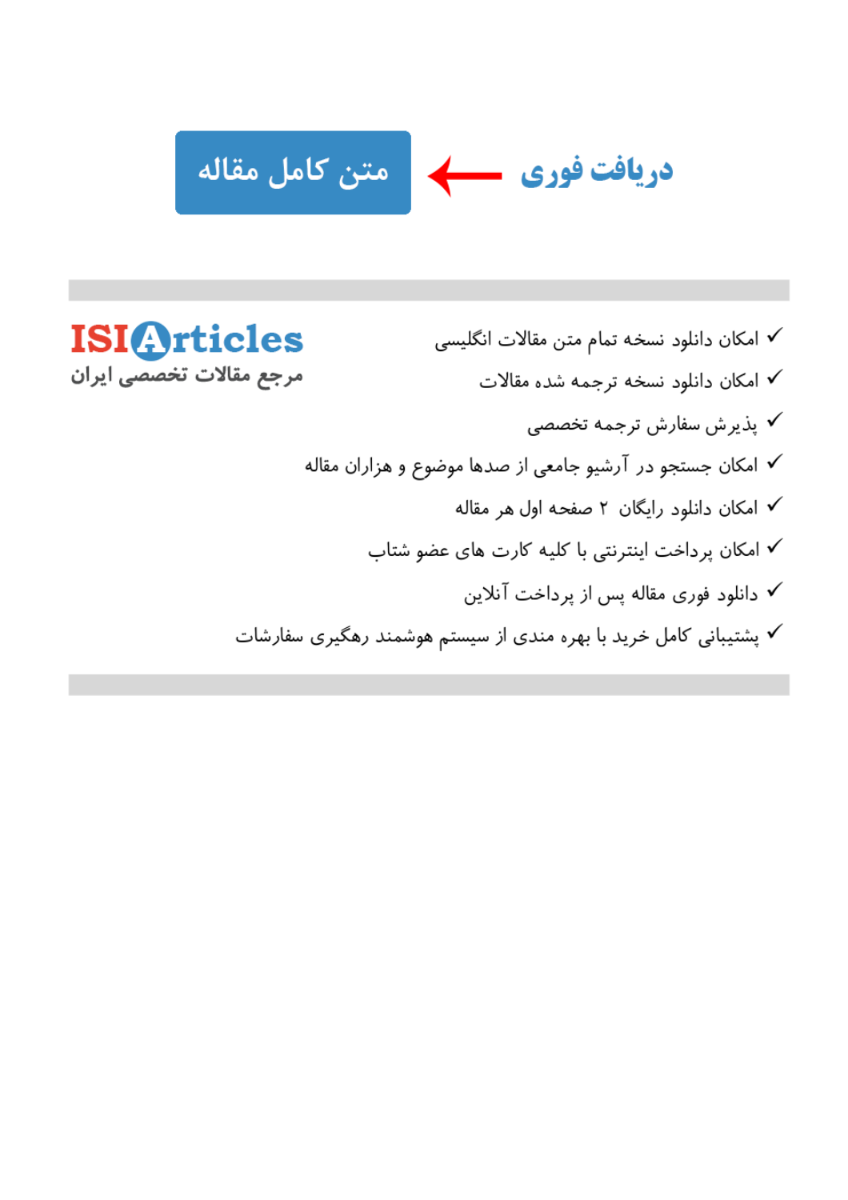دریافت فوری ← متن کامل مقاله

**ISIArticles**
مرجع مقالات تخصصی ایران

- ✓ امکان دانلود نسخه تمام متن مقالات انگلیسی
- ✓ امکان دانلود نسخه ترجمه شده مقالات
- ✓ پذیرش سفارش ترجمه تخصصی
- ✓ امکان جستجو در آرشیو جامعی از صدها موضوع و هزاران مقاله
- ✓ امکان دانلود رایگان ۲ صفحه اول هر مقاله
- ✓ امکان پرداخت اینترنتی با کلیه کارت های عضو شتاب
- ✓ دانلود فوری مقاله پس از پرداخت آنلاین
- ✓ پشتیبانی کامل خرید با بهره مندی از سیستم هوشمند رهگیری سفارشات